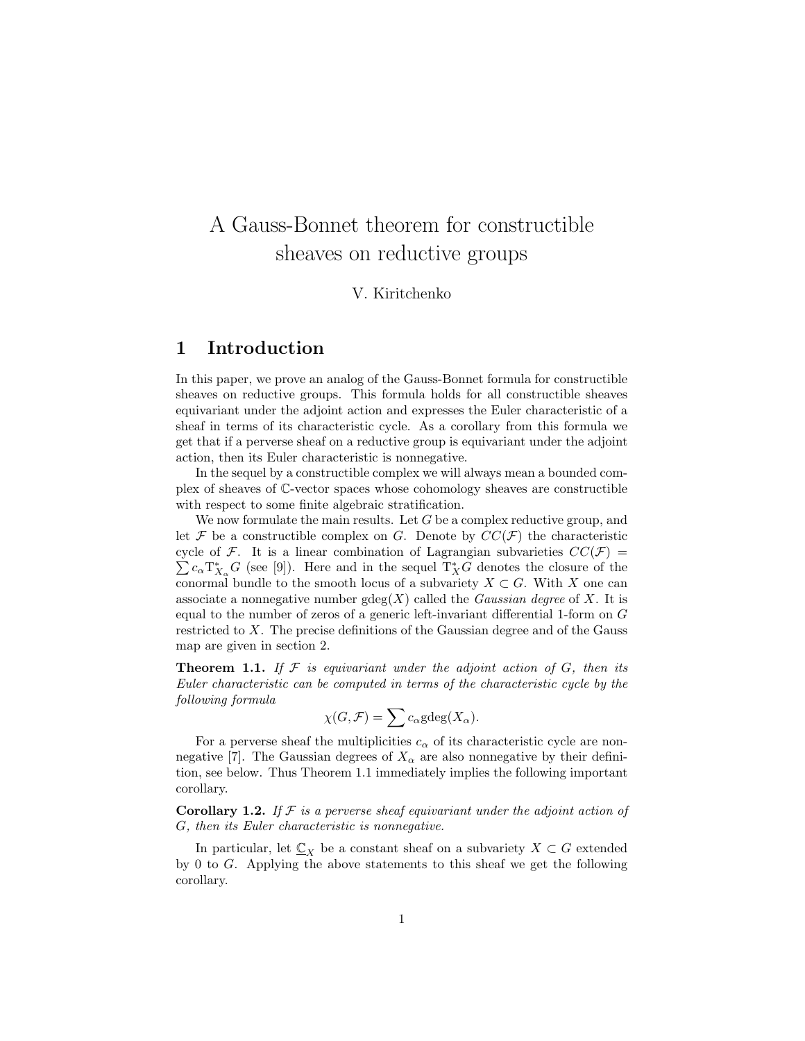# A Gauss-Bonnet theorem for constructible sheaves on reductive groups

V. Kiritchenko

## 1 Introduction

In this paper, we prove an analog of the Gauss-Bonnet formula for constructible sheaves on reductive groups. This formula holds for all constructible sheaves equivariant under the adjoint action and expresses the Euler characteristic of a sheaf in terms of its characteristic cycle. As a corollary from this formula we get that if a perverse sheaf on a reductive group is equivariant under the adjoint action, then its Euler characteristic is nonnegative.

In the sequel by a constructible complex we will always mean a bounded complex of sheaves of $\mathbb{C}$-vector spaces whose cohomology sheaves are constructible with respect to some finite algebraic stratification.

We now formulate the main results. Let $G$ be a complex reductive group, and let $\mathcal{F}$ be a constructible complex on $G$. Denote by $CC(\mathcal{F})$ the characteristic cycle of $\mathcal{F}$. It is a linear combination of Lagrangian subvarieties $CC(\mathcal{F}) = \sum c_\alpha \mathrm{T}^*_{X_\alpha} G$ (see [9]). Here and in the sequel $\mathrm{T}^*_X G$ denotes the closure of the conormal bundle to the smooth locus of a subvariety $X \subset G$. With $X$ one can associate a nonnegative number $\mathrm{gdeg}(X)$ called the *Gaussian degree* of $X$. It is equal to the number of zeros of a generic left-invariant differential 1-form on $G$ restricted to $X$. The precise definitions of the Gaussian degree and of the Gauss map are given in section 2.

**Theorem 1.1.** *If $\mathcal{F}$ is equivariant under the adjoint action of $G$, then its Euler characteristic can be computed in terms of the characteristic cycle by the following formula*

$$\chi(G, \mathcal{F}) = \sum c_\alpha \mathrm{gdeg}(X_\alpha).$$

For a perverse sheaf the multiplicities $c_\alpha$ of its characteristic cycle are nonnegative [7]. The Gaussian degrees of $X_\alpha$ are also nonnegative by their definition, see below. Thus Theorem 1.1 immediately implies the following important corollary.

**Corollary 1.2.** *If $\mathcal{F}$ is a perverse sheaf equivariant under the adjoint action of $G$, then its Euler characteristic is nonnegative.*

In particular, let $\underline{\mathbb{C}}_X$ be a constant sheaf on a subvariety $X \subset G$ extended by 0 to $G$. Applying the above statements to this sheaf we get the following corollary.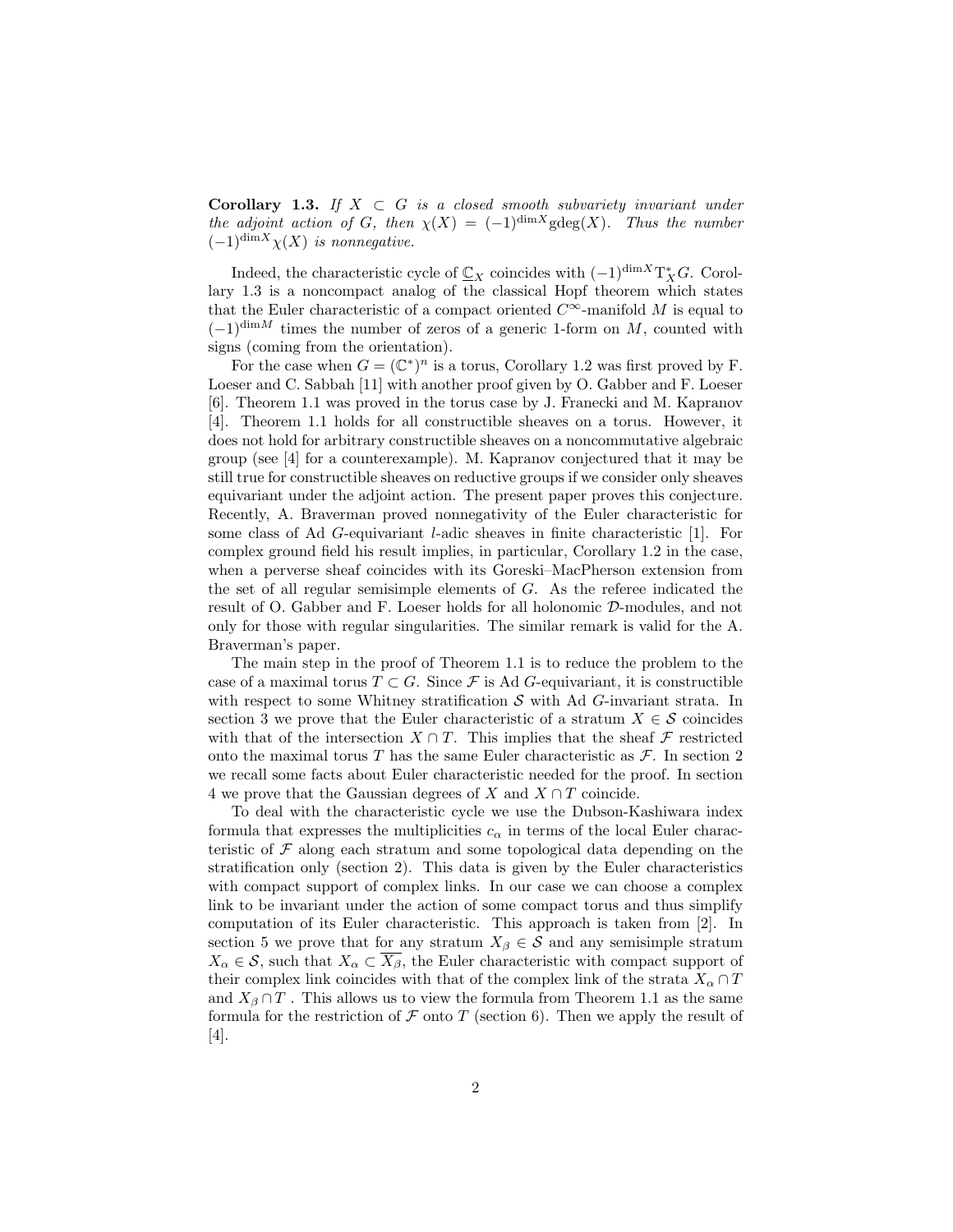**Corollary 1.3.** *If $X \subset G$ is a closed smooth subvariety invariant under the adjoint action of $G$, then $\chi(X) = (-1)^{\dim X} \mathrm{gdeg}(X)$. Thus the number $(-1)^{\dim X}\chi(X)$ is nonnegative.*

Indeed, the characteristic cycle of $\underline{\mathbb{C}}_X$ coincides with $(-1)^{\dim X}\mathrm{T}^*_X G$. Corollary 1.3 is a noncompact analog of the classical Hopf theorem which states that the Euler characteristic of a compact oriented $C^\infty$-manifold $M$ is equal to $(-1)^{\dim M}$ times the number of zeros of a generic 1-form on $M$, counted with signs (coming from the orientation).

For the case when $G = (\mathbb{C}^*)^n$ is a torus, Corollary 1.2 was first proved by F. Loeser and C. Sabbah [11] with another proof given by O. Gabber and F. Loeser [6]. Theorem 1.1 was proved in the torus case by J. Franecki and M. Kapranov [4]. Theorem 1.1 holds for all constructible sheaves on a torus. However, it does not hold for arbitrary constructible sheaves on a noncommutative algebraic group (see [4] for a counterexample). M. Kapranov conjectured that it may be still true for constructible sheaves on reductive groups if we consider only sheaves equivariant under the adjoint action. The present paper proves this conjecture. Recently, A. Braverman proved nonnegativity of the Euler characteristic for some class of Ad $G$-equivariant $l$-adic sheaves in finite characteristic [1]. For complex ground field his result implies, in particular, Corollary 1.2 in the case, when a perverse sheaf coincides with its Goreski–MacPherson extension from the set of all regular semisimple elements of $G$. As the referee indicated the result of O. Gabber and F. Loeser holds for all holonomic $\mathcal{D}$-modules, and not only for those with regular singularities. The similar remark is valid for the A. Braverman's paper.

The main step in the proof of Theorem 1.1 is to reduce the problem to the case of a maximal torus $T \subset G$. Since $\mathcal{F}$ is Ad $G$-equivariant, it is constructible with respect to some Whitney stratification $\mathcal{S}$ with Ad $G$-invariant strata. In section 3 we prove that the Euler characteristic of a stratum $X \in \mathcal{S}$ coincides with that of the intersection $X \cap T$. This implies that the sheaf $\mathcal{F}$ restricted onto the maximal torus $T$ has the same Euler characteristic as $\mathcal{F}$. In section 2 we recall some facts about Euler characteristic needed for the proof. In section 4 we prove that the Gaussian degrees of $X$ and $X \cap T$ coincide.

To deal with the characteristic cycle we use the Dubson-Kashiwara index formula that expresses the multiplicities $c_\alpha$ in terms of the local Euler characteristic of $\mathcal{F}$ along each stratum and some topological data depending on the stratification only (section 2). This data is given by the Euler characteristics with compact support of complex links. In our case we can choose a complex link to be invariant under the action of some compact torus and thus simplify computation of its Euler characteristic. This approach is taken from [2]. In section 5 we prove that for any stratum $X_\beta \in \mathcal{S}$ and any semisimple stratum $X_\alpha \in \mathcal{S}$, such that $X_\alpha \subset \overline{X_\beta}$, the Euler characteristic with compact support of their complex link coincides with that of the complex link of the strata $X_\alpha \cap T$ and $X_\beta \cap T$. This allows us to view the formula from Theorem 1.1 as the same formula for the restriction of $\mathcal{F}$ onto $T$ (section 6). Then we apply the result of [4].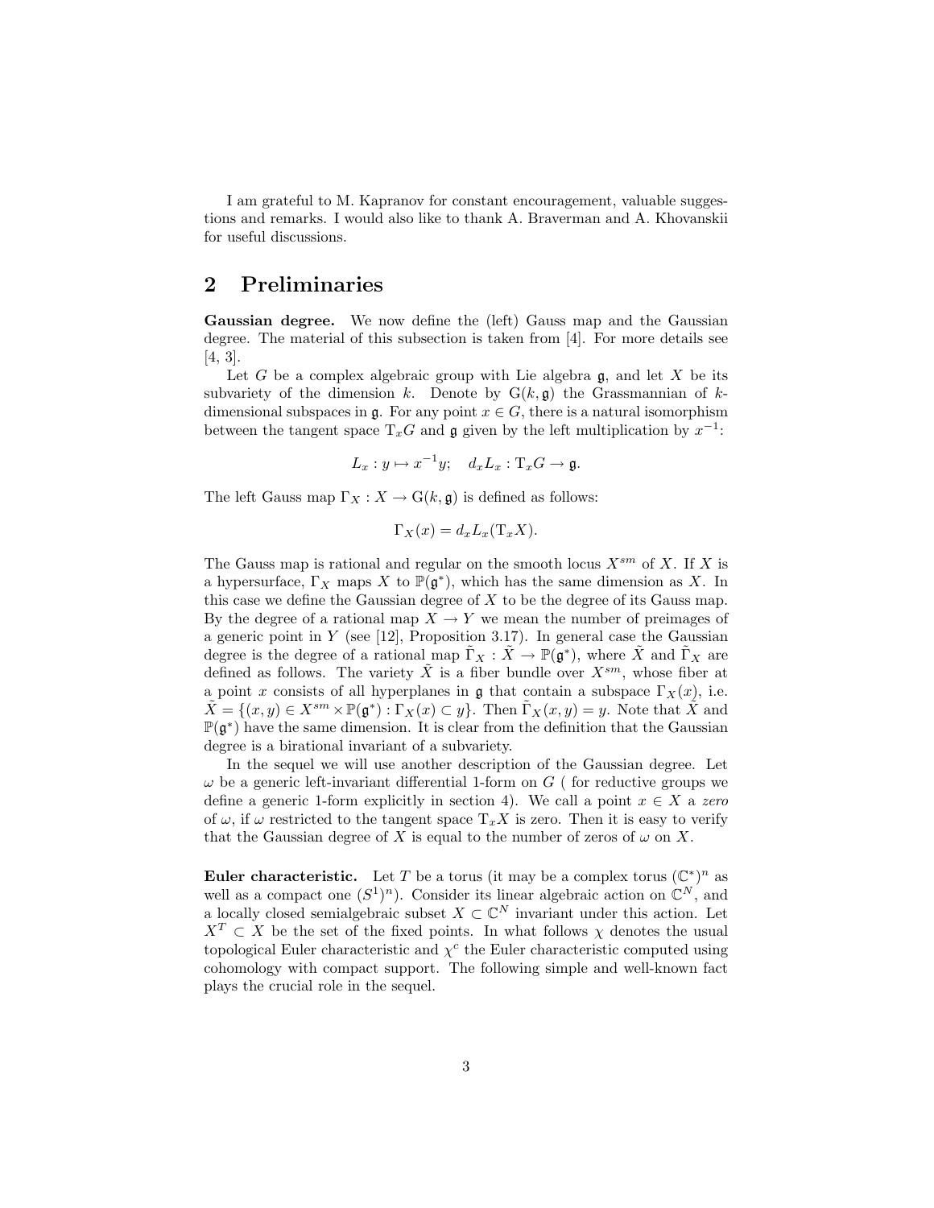I am grateful to M. Kapranov for constant encouragement, valuable suggestions and remarks. I would also like to thank A. Braverman and A. Khovanskii for useful discussions.

## 2 Preliminaries

**Gaussian degree.** We now define the (left) Gauss map and the Gaussian degree. The material of this subsection is taken from [4]. For more details see [4, 3].

Let $G$ be a complex algebraic group with Lie algebra $\mathfrak{g}$, and let $X$ be its subvariety of the dimension $k$. Denote by $\mathrm{G}(k,\mathfrak{g})$ the Grassmannian of $k$-dimensional subspaces in $\mathfrak{g}$. For any point $x \in G$, there is a natural isomorphism between the tangent space $\mathrm{T}_xG$ and $\mathfrak{g}$ given by the left multiplication by $x^{-1}$:

$$L_x : y \mapsto x^{-1}y; \quad d_xL_x : \mathrm{T}_xG \to \mathfrak{g}.$$

The left Gauss map $\Gamma_X : X \to \mathrm{G}(k,\mathfrak{g})$ is defined as follows:

$$\Gamma_X(x) = d_xL_x(\mathrm{T}_xX).$$

The Gauss map is rational and regular on the smooth locus $X^{sm}$ of $X$. If $X$ is a hypersurface, $\Gamma_X$ maps $X$ to $\mathbb{P}(\mathfrak{g}^*)$, which has the same dimension as $X$. In this case we define the Gaussian degree of $X$ to be the degree of its Gauss map. By the degree of a rational map $X \to Y$ we mean the number of preimages of a generic point in $Y$ (see [12], Proposition 3.17). In general case the Gaussian degree is the degree of a rational map $\tilde{\Gamma}_X : \tilde{X} \to \mathbb{P}(\mathfrak{g}^*)$, where $\tilde{X}$ and $\tilde{\Gamma}_X$ are defined as follows. The variety $\tilde{X}$ is a fiber bundle over $X^{sm}$, whose fiber at a point $x$ consists of all hyperplanes in $\mathfrak{g}$ that contain a subspace $\Gamma_X(x)$, i.e. $\tilde{X} = \{(x,y) \in X^{sm} \times \mathbb{P}(\mathfrak{g}^*) : \Gamma_X(x) \subset y\}$. Then $\tilde{\Gamma}_X(x,y) = y$. Note that $\tilde{X}$ and $\mathbb{P}(\mathfrak{g}^*)$ have the same dimension. It is clear from the definition that the Gaussian degree is a birational invariant of a subvariety.

In the sequel we will use another description of the Gaussian degree. Let $\omega$ be a generic left-invariant differential 1-form on $G$ ( for reductive groups we define a generic 1-form explicitly in section 4). We call a point $x \in X$ a *zero* of $\omega$, if $\omega$ restricted to the tangent space $\mathrm{T}_xX$ is zero. Then it is easy to verify that the Gaussian degree of $X$ is equal to the number of zeros of $\omega$ on $X$.

**Euler characteristic.** Let $T$ be a torus (it may be a complex torus $(\mathbb{C}^*)^n$ as well as a compact one $(S^1)^n$). Consider its linear algebraic action on $\mathbb{C}^N$, and a locally closed semialgebraic subset $X \subset \mathbb{C}^N$ invariant under this action. Let $X^T \subset X$ be the set of the fixed points. In what follows $\chi$ denotes the usual topological Euler characteristic and $\chi^c$ the Euler characteristic computed using cohomology with compact support. The following simple and well-known fact plays the crucial role in the sequel.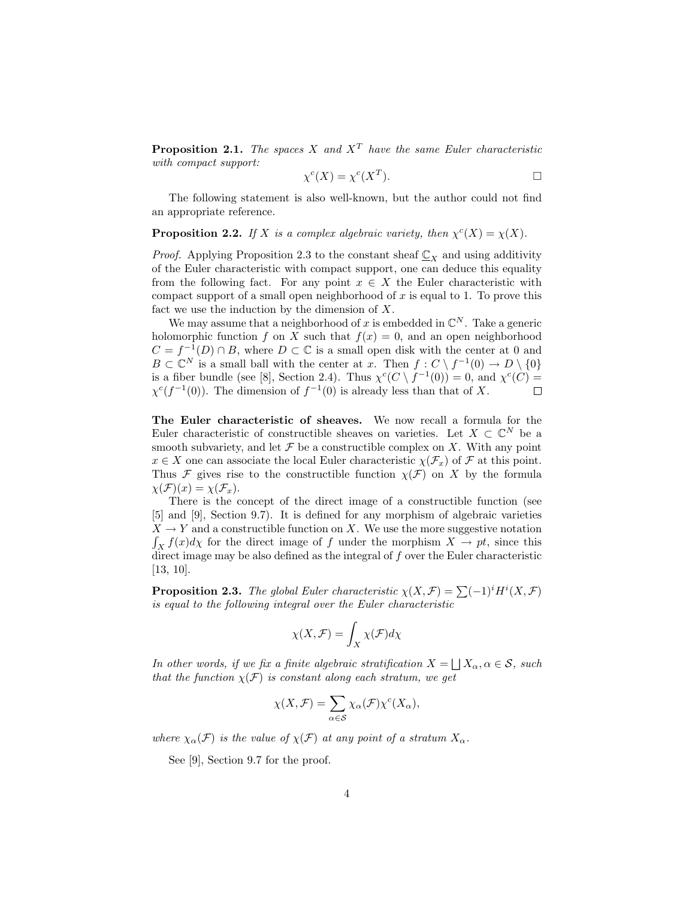**Proposition 2.1.** *The spaces $X$ and $X^T$ have the same Euler characteristic with compact support:*

$$\chi^c(X) = \chi^c(X^T). \qquad \square$$

The following statement is also well-known, but the author could not find an appropriate reference.

**Proposition 2.2.** *If $X$ is a complex algebraic variety, then $\chi^c(X) = \chi(X)$.*

*Proof.* Applying Proposition 2.3 to the constant sheaf $\underline{\mathbb{C}}_X$ and using additivity of the Euler characteristic with compact support, one can deduce this equality from the following fact. For any point $x \in X$ the Euler characteristic with compact support of a small open neighborhood of $x$ is equal to 1. To prove this fact we use the induction by the dimension of $X$.

We may assume that a neighborhood of $x$ is embedded in $\mathbb{C}^N$. Take a generic holomorphic function $f$ on $X$ such that $f(x) = 0$, and an open neighborhood $C = f^{-1}(D) \cap B$, where $D \subset \mathbb{C}$ is a small open disk with the center at 0 and $B \subset \mathbb{C}^N$ is a small ball with the center at $x$. Then $f : C \setminus f^{-1}(0) \to D \setminus \{0\}$ is a fiber bundle (see [8], Section 2.4). Thus $\chi^c(C \setminus f^{-1}(0)) = 0$, and $\chi^c(C) = \chi^c(f^{-1}(0))$. The dimension of $f^{-1}(0)$ is already less than that of $X$. $\square$

**The Euler characteristic of sheaves.** We now recall a formula for the Euler characteristic of constructible sheaves on varieties. Let $X \subset \mathbb{C}^N$ be a smooth subvariety, and let $\mathcal{F}$ be a constructible complex on $X$. With any point $x \in X$ one can associate the local Euler characteristic $\chi(\mathcal{F}_x)$ of $\mathcal{F}$ at this point. Thus $\mathcal{F}$ gives rise to the constructible function $\chi(\mathcal{F})$ on $X$ by the formula $\chi(\mathcal{F})(x) = \chi(\mathcal{F}_x)$.

There is the concept of the direct image of a constructible function (see [5] and [9], Section 9.7). It is defined for any morphism of algebraic varieties $X \to Y$ and a constructible function on $X$. We use the more suggestive notation $\int_X f(x) d\chi$ for the direct image of $f$ under the morphism $X \to pt$, since this direct image may be also defined as the integral of $f$ over the Euler characteristic [13, 10].

**Proposition 2.3.** *The global Euler characteristic $\chi(X, \mathcal{F}) = \sum (-1)^i H^i(X, \mathcal{F})$ is equal to the following integral over the Euler characteristic*

$$\chi(X, \mathcal{F}) = \int_X \chi(\mathcal{F}) d\chi$$

*In other words, if we fix a finite algebraic stratification $X = \bigsqcup X_\alpha, \alpha \in \mathcal{S}$, such that the function $\chi(\mathcal{F})$ is constant along each stratum, we get*

$$\chi(X, \mathcal{F}) = \sum_{\alpha \in \mathcal{S}} \chi_\alpha(\mathcal{F}) \chi^c(X_\alpha),$$

*where $\chi_\alpha(\mathcal{F})$ is the value of $\chi(\mathcal{F})$ at any point of a stratum $X_\alpha$.*

See [9], Section 9.7 for the proof.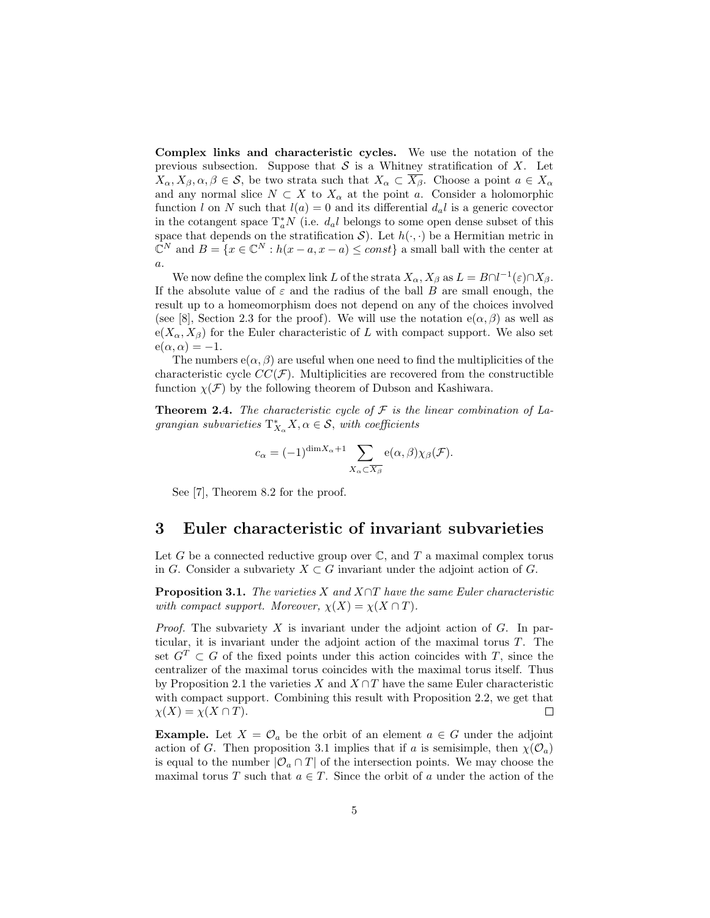**Complex links and characteristic cycles.** We use the notation of the previous subsection. Suppose that $\mathcal{S}$ is a Whitney stratification of $X$. Let $X_\alpha, X_\beta, \alpha, \beta \in \mathcal{S}$, be two strata such that $X_\alpha \subset \overline{X_\beta}$. Choose a point $a \in X_\alpha$ and any normal slice $N \subset X$ to $X_\alpha$ at the point $a$. Consider a holomorphic function $l$ on $N$ such that $l(a) = 0$ and its differential $d_a l$ is a generic covector in the cotangent space $\mathrm{T}^*_a N$ (i.e. $d_a l$ belongs to some open dense subset of this space that depends on the stratification $\mathcal{S}$). Let $h(\cdot, \cdot)$ be a Hermitian metric in $\mathbb{C}^N$ and $B = \{x \in \mathbb{C}^N : h(x - a, x - a) \leq const\}$ a small ball with the center at $a$.

We now define the complex link $L$ of the strata $X_\alpha, X_\beta$ as $L = B \cap l^{-1}(\varepsilon) \cap X_\beta$. If the absolute value of $\varepsilon$ and the radius of the ball $B$ are small enough, the result up to a homeomorphism does not depend on any of the choices involved (see [8], Section 2.3 for the proof). We will use the notation $\mathrm{e}(\alpha, \beta)$ as well as $\mathrm{e}(X_\alpha, X_\beta)$ for the Euler characteristic of $L$ with compact support. We also set $\mathrm{e}(\alpha, \alpha) = -1$.

The numbers $\mathrm{e}(\alpha, \beta)$ are useful when one need to find the multiplicities of the characteristic cycle $CC(\mathcal{F})$. Multiplicities are recovered from the constructible function $\chi(\mathcal{F})$ by the following theorem of Dubson and Kashiwara.

**Theorem 2.4.** *The characteristic cycle of $\mathcal{F}$ is the linear combination of Lagrangian subvarieties $\mathrm{T}^*_{X_\alpha} X, \alpha \in \mathcal{S}$, with coefficients*

$$c_\alpha = (-1)^{\dim X_\alpha + 1} \sum_{X_\alpha \subset \overline{X_\beta}} \mathrm{e}(\alpha, \beta) \chi_\beta(\mathcal{F}).$$

See [7], Theorem 8.2 for the proof.

# 3 Euler characteristic of invariant subvarieties

Let $G$ be a connected reductive group over $\mathbb{C}$, and $T$ a maximal complex torus in $G$. Consider a subvariety $X \subset G$ invariant under the adjoint action of $G$.

**Proposition 3.1.** *The varieties $X$ and $X \cap T$ have the same Euler characteristic with compact support. Moreover, $\chi(X) = \chi(X \cap T)$.*

*Proof.* The subvariety $X$ is invariant under the adjoint action of $G$. In particular, it is invariant under the adjoint action of the maximal torus $T$. The set $G^T \subset G$ of the fixed points under this action coincides with $T$, since the centralizer of the maximal torus coincides with the maximal torus itself. Thus by Proposition 2.1 the varieties $X$ and $X \cap T$ have the same Euler characteristic with compact support. Combining this result with Proposition 2.2, we get that $\chi(X) = \chi(X \cap T)$. □

**Example.** Let $X = \mathcal{O}_a$ be the orbit of an element $a \in G$ under the adjoint action of $G$. Then proposition 3.1 implies that if $a$ is semisimple, then $\chi(\mathcal{O}_a)$ is equal to the number $|\mathcal{O}_a \cap T|$ of the intersection points. We may choose the maximal torus $T$ such that $a \in T$. Since the orbit of $a$ under the action of the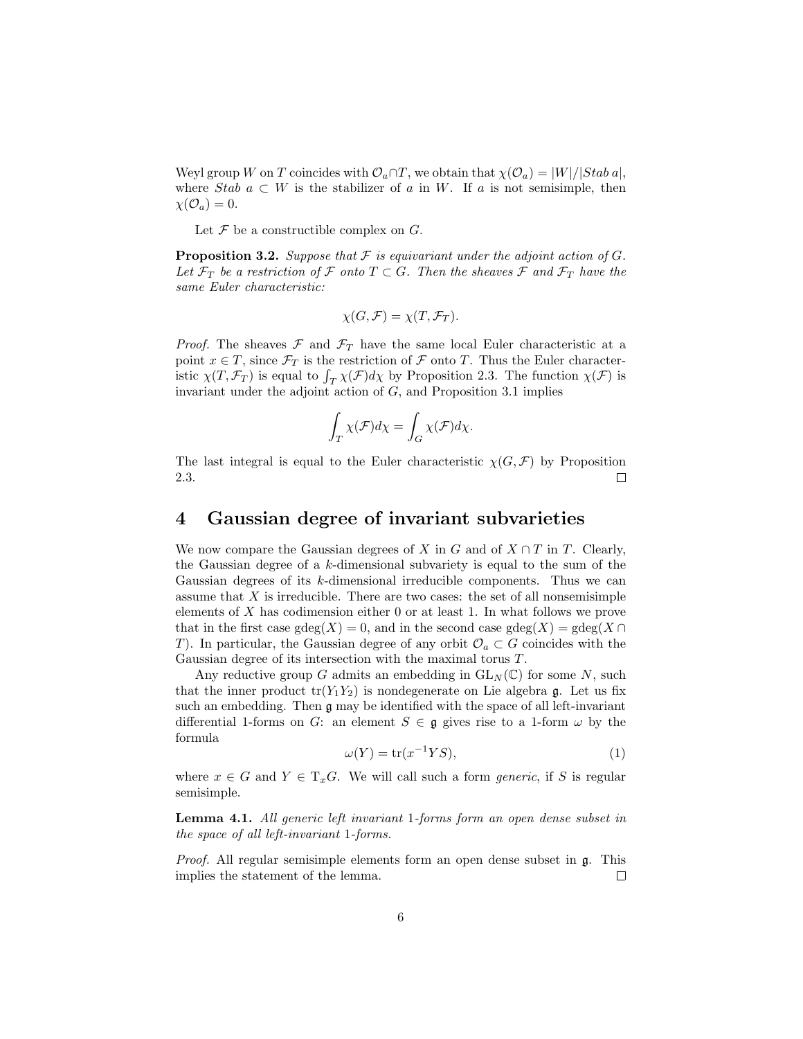Weyl group $W$ on $T$ coincides with $\mathcal{O}_a \cap T$, we obtain that $\chi(\mathcal{O}_a) = |W|/|Stab\, a|$, where $Stab\ a \subset W$ is the stabilizer of $a$ in $W$. If $a$ is not semisimple, then $\chi(\mathcal{O}_a) = 0$.

Let $\mathcal{F}$ be a constructible complex on $G$.

**Proposition 3.2.** *Suppose that $\mathcal{F}$ is equivariant under the adjoint action of $G$. Let $\mathcal{F}_T$ be a restriction of $\mathcal{F}$ onto $T \subset G$. Then the sheaves $\mathcal{F}$ and $\mathcal{F}_T$ have the same Euler characteristic:*

$$\chi(G, \mathcal{F}) = \chi(T, \mathcal{F}_T).$$

*Proof.* The sheaves $\mathcal{F}$ and $\mathcal{F}_T$ have the same local Euler characteristic at a point $x \in T$, since $\mathcal{F}_T$ is the restriction of $\mathcal{F}$ onto $T$. Thus the Euler characteristic $\chi(T, \mathcal{F}_T)$ is equal to $\int_T \chi(\mathcal{F}) d\chi$ by Proposition 2.3. The function $\chi(\mathcal{F})$ is invariant under the adjoint action of $G$, and Proposition 3.1 implies

$$\int_T \chi(\mathcal{F}) d\chi = \int_G \chi(\mathcal{F}) d\chi.$$

The last integral is equal to the Euler characteristic $\chi(G, \mathcal{F})$ by Proposition 2.3. □

## 4 Gaussian degree of invariant subvarieties

We now compare the Gaussian degrees of $X$ in $G$ and of $X \cap T$ in $T$. Clearly, the Gaussian degree of a $k$-dimensional subvariety is equal to the sum of the Gaussian degrees of its $k$-dimensional irreducible components. Thus we can assume that $X$ is irreducible. There are two cases: the set of all nonsemisimple elements of $X$ has codimension either 0 or at least 1. In what follows we prove that in the first case $\mathrm{gdeg}(X) = 0$, and in the second case $\mathrm{gdeg}(X) = \mathrm{gdeg}(X \cap T)$. In particular, the Gaussian degree of any orbit $\mathcal{O}_a \subset G$ coincides with the Gaussian degree of its intersection with the maximal torus $T$.

Any reductive group $G$ admits an embedding in $\mathrm{GL}_N(\mathbb{C})$ for some $N$, such that the inner product $\mathrm{tr}(Y_1 Y_2)$ is nondegenerate on Lie algebra $\mathfrak{g}$. Let us fix such an embedding. Then $\mathfrak{g}$ may be identified with the space of all left-invariant differential 1-forms on $G$: an element $S \in \mathfrak{g}$ gives rise to a 1-form $\omega$ by the formula

$$\omega(Y) = \mathrm{tr}(x^{-1} Y S), \tag{1}$$

where $x \in G$ and $Y \in \mathrm{T}_x G$. We will call such a form *generic*, if $S$ is regular semisimple.

**Lemma 4.1.** *All generic left invariant 1-forms form an open dense subset in the space of all left-invariant 1-forms.*

*Proof.* All regular semisimple elements form an open dense subset in $\mathfrak{g}$. This implies the statement of the lemma. □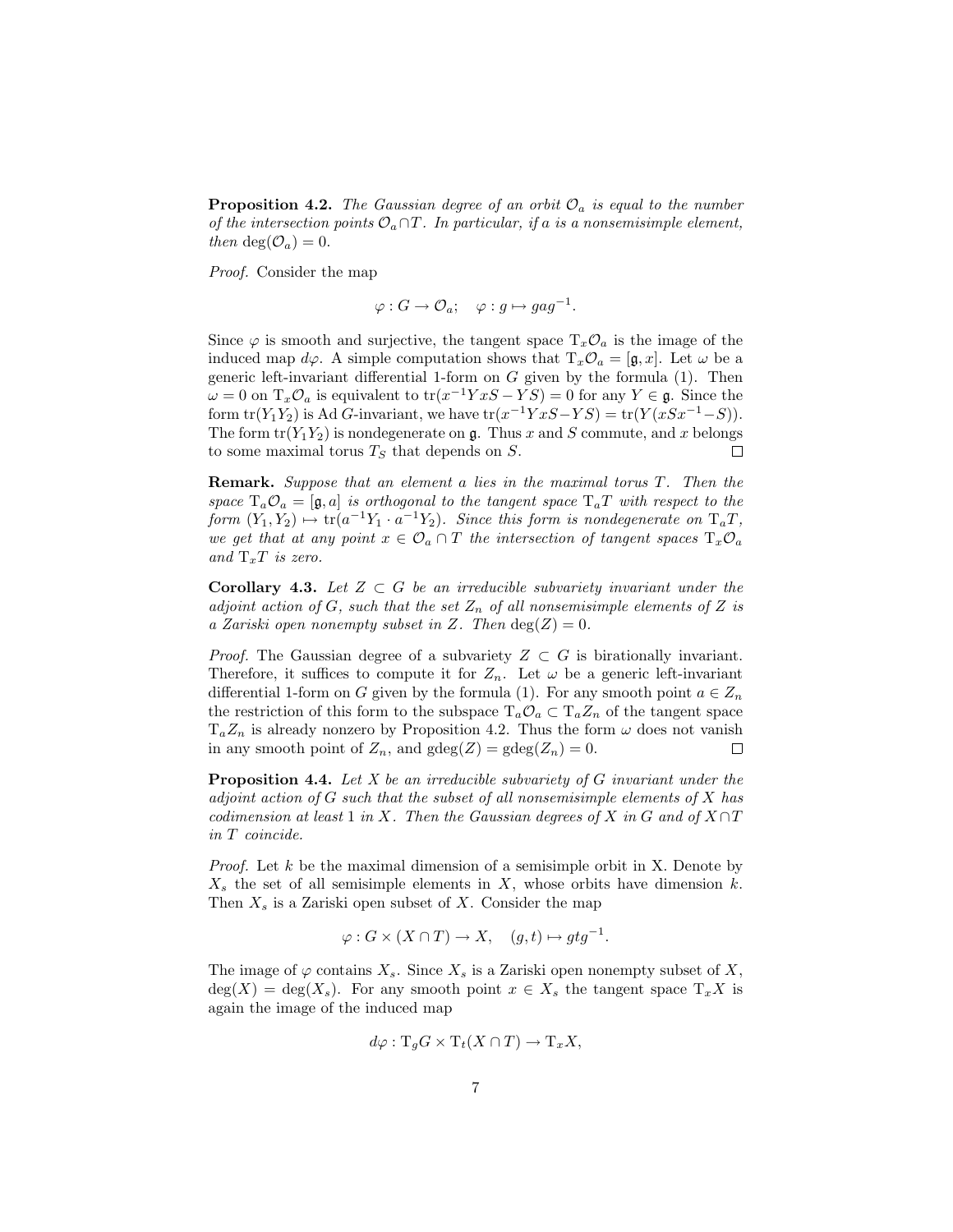**Proposition 4.2.** *The Gaussian degree of an orbit $\mathcal{O}_a$ is equal to the number of the intersection points $\mathcal{O}_a \cap T$. In particular, if $a$ is a nonsemisimple element, then $\deg(\mathcal{O}_a) = 0$.*

*Proof.* Consider the map

$$\varphi : G \to \mathcal{O}_a; \quad \varphi : g \mapsto gag^{-1}.$$

Since $\varphi$ is smooth and surjective, the tangent space $\mathrm{T}_x\mathcal{O}_a$ is the image of the induced map $d\varphi$. A simple computation shows that $\mathrm{T}_x\mathcal{O}_a = [\mathfrak{g}, x]$. Let $\omega$ be a generic left-invariant differential 1-form on $G$ given by the formula (1). Then $\omega = 0$ on $\mathrm{T}_x\mathcal{O}_a$ is equivalent to $\mathrm{tr}(x^{-1}YxS - YS) = 0$ for any $Y \in \mathfrak{g}$. Since the form $\mathrm{tr}(Y_1Y_2)$ is $\mathrm{Ad}\, G$-invariant, we have $\mathrm{tr}(x^{-1}YxS - YS) = \mathrm{tr}(Y(xSx^{-1} - S))$. The form $\mathrm{tr}(Y_1Y_2)$ is nondegenerate on $\mathfrak{g}$. Thus $x$ and $S$ commute, and $x$ belongs to some maximal torus $T_S$ that depends on $S$. $\square$

**Remark.** *Suppose that an element $a$ lies in the maximal torus $T$. Then the space $\mathrm{T}_a\mathcal{O}_a = [\mathfrak{g}, a]$ is orthogonal to the tangent space $\mathrm{T}_aT$ with respect to the form $(Y_1, Y_2) \mapsto \mathrm{tr}(a^{-1}Y_1 \cdot a^{-1}Y_2)$. Since this form is nondegenerate on $\mathrm{T}_aT$, we get that at any point $x \in \mathcal{O}_a \cap T$ the intersection of tangent spaces $\mathrm{T}_x\mathcal{O}_a$ and $\mathrm{T}_xT$ is zero.*

**Corollary 4.3.** *Let $Z \subset G$ be an irreducible subvariety invariant under the adjoint action of $G$, such that the set $Z_n$ of all nonsemisimple elements of $Z$ is a Zariski open nonempty subset in $Z$. Then $\deg(Z) = 0$.*

*Proof.* The Gaussian degree of a subvariety $Z \subset G$ is birationally invariant. Therefore, it suffices to compute it for $Z_n$. Let $\omega$ be a generic left-invariant differential 1-form on $G$ given by the formula (1). For any smooth point $a \in Z_n$ the restriction of this form to the subspace $\mathrm{T}_a\mathcal{O}_a \subset \mathrm{T}_aZ_n$ of the tangent space $\mathrm{T}_aZ_n$ is already nonzero by Proposition 4.2. Thus the form $\omega$ does not vanish in any smooth point of $Z_n$, and $\mathrm{gdeg}(Z) = \mathrm{gdeg}(Z_n) = 0$. $\square$

**Proposition 4.4.** *Let $X$ be an irreducible subvariety of $G$ invariant under the adjoint action of $G$ such that the subset of all nonsemisimple elements of $X$ has codimension at least 1 in $X$. Then the Gaussian degrees of $X$ in $G$ and of $X \cap T$ in $T$ coincide.*

*Proof.* Let $k$ be the maximal dimension of a semisimple orbit in X. Denote by $X_s$ the set of all semisimple elements in $X$, whose orbits have dimension $k$. Then $X_s$ is a Zariski open subset of $X$. Consider the map

$$\varphi : G \times (X \cap T) \to X, \quad (g, t) \mapsto gtg^{-1}.$$

The image of $\varphi$ contains $X_s$. Since $X_s$ is a Zariski open nonempty subset of $X$, $\deg(X) = \deg(X_s)$. For any smooth point $x \in X_s$ the tangent space $\mathrm{T}_xX$ is again the image of the induced map

$$d\varphi : \mathrm{T}_gG \times \mathrm{T}_t(X \cap T) \to \mathrm{T}_xX,$$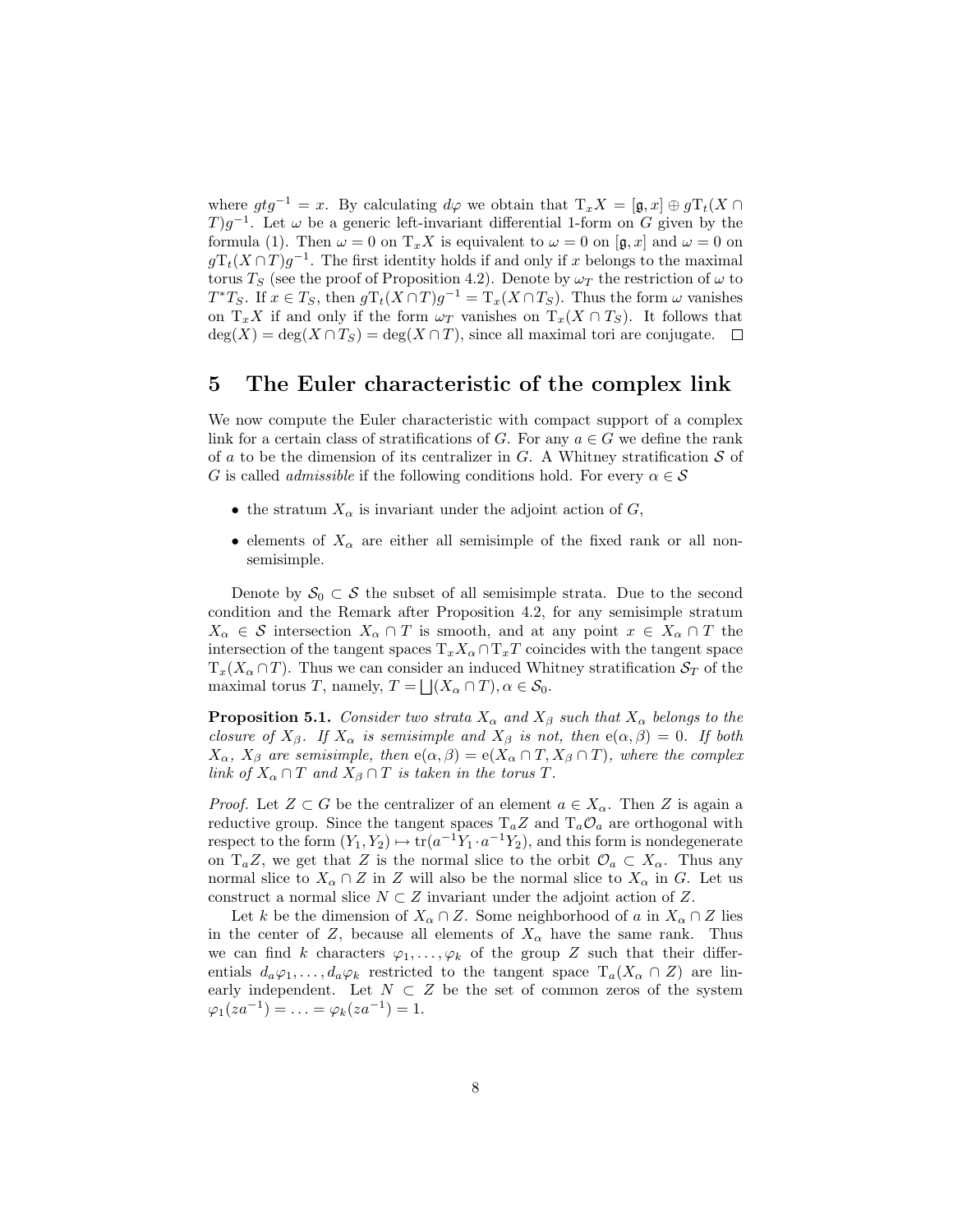where $gtg^{-1} = x$. By calculating $d\varphi$ we obtain that $\mathrm{T}_x X = [\mathfrak{g}, x] \oplus g\mathrm{T}_t(X \cap T)g^{-1}$. Let $\omega$ be a generic left-invariant differential 1-form on $G$ given by the formula (1). Then $\omega = 0$ on $\mathrm{T}_x X$ is equivalent to $\omega = 0$ on $[\mathfrak{g}, x]$ and $\omega = 0$ on $g\mathrm{T}_t(X \cap T)g^{-1}$. The first identity holds if and only if $x$ belongs to the maximal torus $T_S$ (see the proof of Proposition 4.2). Denote by $\omega_T$ the restriction of $\omega$ to $T^*T_S$. If $x \in T_S$, then $g\mathrm{T}_t(X \cap T)g^{-1} = \mathrm{T}_x(X \cap T_S)$. Thus the form $\omega$ vanishes on $\mathrm{T}_x X$ if and only if the form $\omega_T$ vanishes on $\mathrm{T}_x(X \cap T_S)$. It follows that $\deg(X) = \deg(X \cap T_S) = \deg(X \cap T)$, since all maximal tori are conjugate. $\square$

# 5 The Euler characteristic of the complex link

We now compute the Euler characteristic with compact support of a complex link for a certain class of stratifications of $G$. For any $a \in G$ we define the rank of $a$ to be the dimension of its centralizer in $G$. A Whitney stratification $\mathcal{S}$ of $G$ is called *admissible* if the following conditions hold. For every $\alpha \in \mathcal{S}$

- the stratum $X_\alpha$ is invariant under the adjoint action of $G$,
- elements of $X_\alpha$ are either all semisimple of the fixed rank or all non-semisimple.

Denote by $\mathcal{S}_0 \subset \mathcal{S}$ the subset of all semisimple strata. Due to the second condition and the Remark after Proposition 4.2, for any semisimple stratum $X_\alpha \in \mathcal{S}$ intersection $X_\alpha \cap T$ is smooth, and at any point $x \in X_\alpha \cap T$ the intersection of the tangent spaces $\mathrm{T}_x X_\alpha \cap \mathrm{T}_x T$ coincides with the tangent space $\mathrm{T}_x(X_\alpha \cap T)$. Thus we can consider an induced Whitney stratification $\mathcal{S}_T$ of the maximal torus $T$, namely, $T = \bigsqcup (X_\alpha \cap T), \alpha \in \mathcal{S}_0$.

**Proposition 5.1.** *Consider two strata $X_\alpha$ and $X_\beta$ such that $X_\alpha$ belongs to the closure of $X_\beta$. If $X_\alpha$ is semisimple and $X_\beta$ is not, then $\mathrm{e}(\alpha, \beta) = 0$. If both $X_\alpha$, $X_\beta$ are semisimple, then $\mathrm{e}(\alpha, \beta) = \mathrm{e}(X_\alpha \cap T, X_\beta \cap T)$, where the complex link of $X_\alpha \cap T$ and $X_\beta \cap T$ is taken in the torus $T$.*

*Proof.* Let $Z \subset G$ be the centralizer of an element $a \in X_\alpha$. Then $Z$ is again a reductive group. Since the tangent spaces $\mathrm{T}_a Z$ and $\mathrm{T}_a \mathcal{O}_a$ are orthogonal with respect to the form $(Y_1, Y_2) \mapsto \mathrm{tr}(a^{-1}Y_1 \cdot a^{-1}Y_2)$, and this form is nondegenerate on $\mathrm{T}_a Z$, we get that $Z$ is the normal slice to the orbit $\mathcal{O}_a \subset X_\alpha$. Thus any normal slice to $X_\alpha \cap Z$ in $Z$ will also be the normal slice to $X_\alpha$ in $G$. Let us construct a normal slice $N \subset Z$ invariant under the adjoint action of $Z$.

Let $k$ be the dimension of $X_\alpha \cap Z$. Some neighborhood of $a$ in $X_\alpha \cap Z$ lies in the center of $Z$, because all elements of $X_\alpha$ have the same rank. Thus we can find $k$ characters $\varphi_1, \ldots, \varphi_k$ of the group $Z$ such that their differentials $d_a\varphi_1, \ldots, d_a\varphi_k$ restricted to the tangent space $\mathrm{T}_a(X_\alpha \cap Z)$ are linearly independent. Let $N \subset Z$ be the set of common zeros of the system $\varphi_1(za^{-1}) = \ldots = \varphi_k(za^{-1}) = 1$.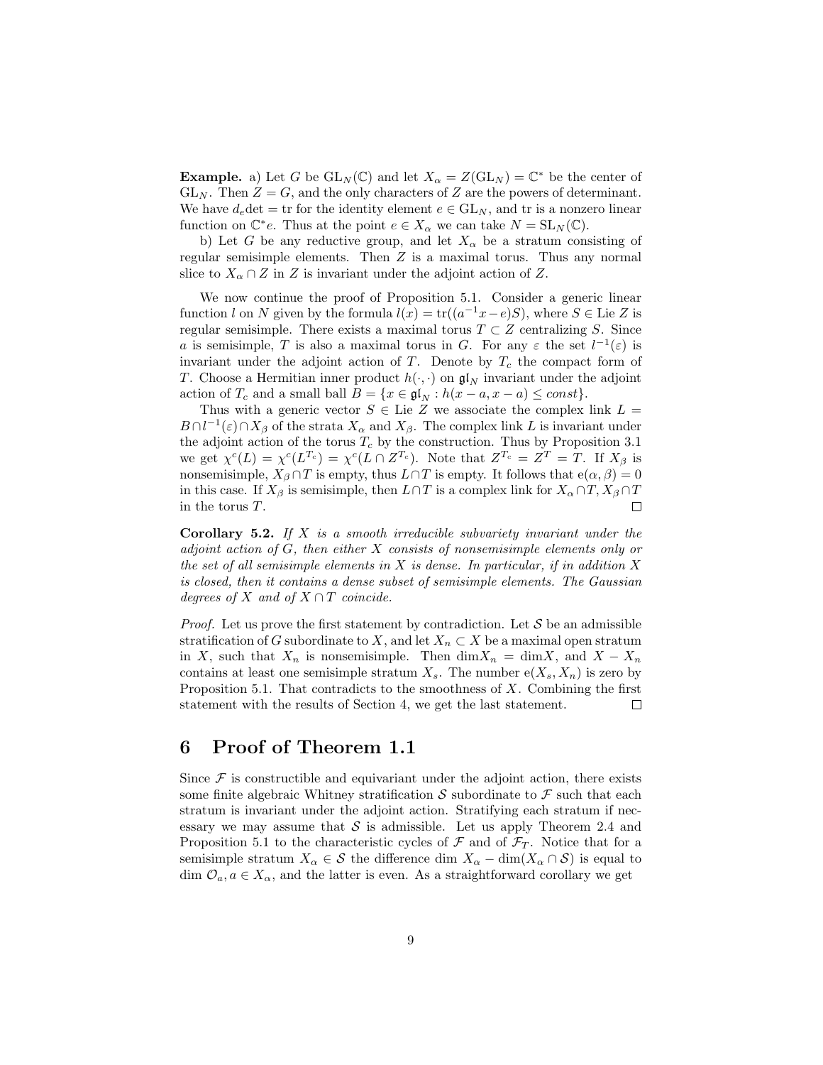**Example.** a) Let $G$ be $\mathrm{GL}_N(\mathbb{C})$ and let $X_\alpha = Z(\mathrm{GL}_N) = \mathbb{C}^*$ be the center of $\mathrm{GL}_N$. Then $Z = G$, and the only characters of $Z$ are the powers of determinant. We have $d_e\det = \mathrm{tr}$ for the identity element $e \in \mathrm{GL}_N$, and tr is a nonzero linear function on $\mathbb{C}^* e$. Thus at the point $e \in X_\alpha$ we can take $N = \mathrm{SL}_N(\mathbb{C})$.

b) Let $G$ be any reductive group, and let $X_\alpha$ be a stratum consisting of regular semisimple elements. Then $Z$ is a maximal torus. Thus any normal slice to $X_\alpha \cap Z$ in $Z$ is invariant under the adjoint action of $Z$.

We now continue the proof of Proposition 5.1. Consider a generic linear function $l$ on $N$ given by the formula $l(x) = \mathrm{tr}((a^{-1}x - e)S)$, where $S \in \mathrm{Lie}\, Z$ is regular semisimple. There exists a maximal torus $T \subset Z$ centralizing $S$. Since $a$ is semisimple, $T$ is also a maximal torus in $G$. For any $\varepsilon$ the set $l^{-1}(\varepsilon)$ is invariant under the adjoint action of $T$. Denote by $T_c$ the compact form of $T$. Choose a Hermitian inner product $h(\cdot,\cdot)$ on $\mathfrak{gl}_N$ invariant under the adjoint action of $T_c$ and a small ball $B = \{x \in \mathfrak{gl}_N : h(x-a, x-a) \leq const\}$.

Thus with a generic vector $S \in \mathrm{Lie}\, Z$ we associate the complex link $L = B \cap l^{-1}(\varepsilon) \cap X_\beta$ of the strata $X_\alpha$ and $X_\beta$. The complex link $L$ is invariant under the adjoint action of the torus $T_c$ by the construction. Thus by Proposition 3.1 we get $\chi^c(L) = \chi^c(L^{T_c}) = \chi^c(L \cap Z^{T_c})$. Note that $Z^{T_c} = Z^T = T$. If $X_\beta$ is nonsemisimple, $X_\beta \cap T$ is empty, thus $L \cap T$ is empty. It follows that $\mathrm{e}(\alpha, \beta) = 0$ in this case. If $X_\beta$ is semisimple, then $L \cap T$ is a complex link for $X_\alpha \cap T, X_\beta \cap T$ in the torus $T$. $\square$

**Corollary 5.2.** *If $X$ is a smooth irreducible subvariety invariant under the adjoint action of $G$, then either $X$ consists of nonsemisimple elements only or the set of all semisimple elements in $X$ is dense. In particular, if in addition $X$ is closed, then it contains a dense subset of semisimple elements. The Gaussian degrees of $X$ and of $X \cap T$ coincide.*

*Proof.* Let us prove the first statement by contradiction. Let $\mathcal{S}$ be an admissible stratification of $G$ subordinate to $X$, and let $X_n \subset X$ be a maximal open stratum in $X$, such that $X_n$ is nonsemisimple. Then $\dim X_n = \dim X$, and $X - X_n$ contains at least one semisimple stratum $X_s$. The number $\mathrm{e}(X_s, X_n)$ is zero by Proposition 5.1. That contradicts to the smoothness of $X$. Combining the first statement with the results of Section 4, we get the last statement. $\square$

# 6 Proof of Theorem 1.1

Since $\mathcal{F}$ is constructible and equivariant under the adjoint action, there exists some finite algebraic Whitney stratification $\mathcal{S}$ subordinate to $\mathcal{F}$ such that each stratum is invariant under the adjoint action. Stratifying each stratum if necessary we may assume that $\mathcal{S}$ is admissible. Let us apply Theorem 2.4 and Proposition 5.1 to the characteristic cycles of $\mathcal{F}$ and of $\mathcal{F}_T$. Notice that for a semisimple stratum $X_\alpha \in \mathcal{S}$ the difference $\dim X_\alpha - \dim(X_\alpha \cap \mathcal{S})$ is equal to $\dim \mathcal{O}_a, a \in X_\alpha$, and the latter is even. As a straightforward corollary we get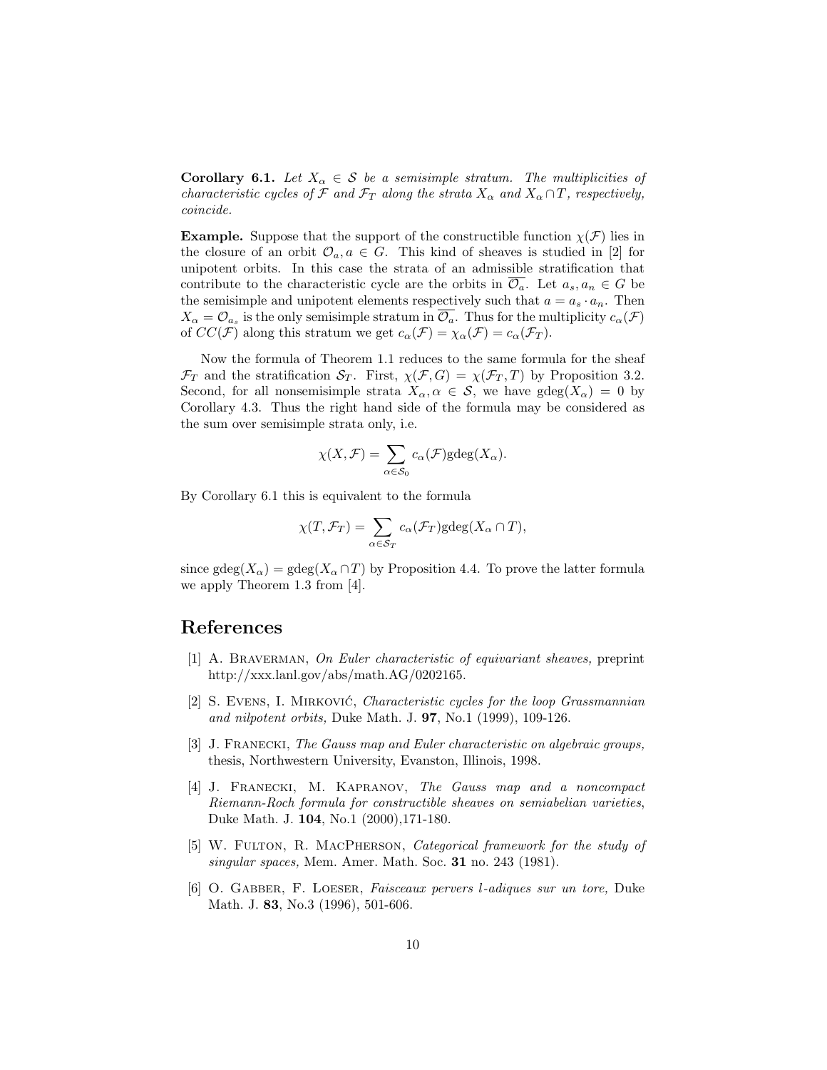**Corollary 6.1.** *Let $X_\alpha \in \mathcal{S}$ be a semisimple stratum. The multiplicities of characteristic cycles of $\mathcal{F}$ and $\mathcal{F}_T$ along the strata $X_\alpha$ and $X_\alpha \cap T$, respectively, coincide.*

**Example.** Suppose that the support of the constructible function $\chi(\mathcal{F})$ lies in the closure of an orbit $\mathcal{O}_a, a \in G$. This kind of sheaves is studied in [2] for unipotent orbits. In this case the strata of an admissible stratification that contribute to the characteristic cycle are the orbits in $\overline{\mathcal{O}_a}$. Let $a_s, a_n \in G$ be the semisimple and unipotent elements respectively such that $a = a_s \cdot a_n$. Then $X_\alpha = \mathcal{O}_{a_s}$ is the only semisimple stratum in $\overline{\mathcal{O}_a}$. Thus for the multiplicity $c_\alpha(\mathcal{F})$ of $CC(\mathcal{F})$ along this stratum we get $c_\alpha(\mathcal{F}) = \chi_\alpha(\mathcal{F}) = c_\alpha(\mathcal{F}_T)$.

Now the formula of Theorem 1.1 reduces to the same formula for the sheaf $\mathcal{F}_T$ and the stratification $\mathcal{S}_T$. First, $\chi(\mathcal{F}, G) = \chi(\mathcal{F}_T, T)$ by Proposition 3.2. Second, for all nonsemisimple strata $X_\alpha, \alpha \in \mathcal{S}$, we have $\text{gdeg}(X_\alpha) = 0$ by Corollary 4.3. Thus the right hand side of the formula may be considered as the sum over semisimple strata only, i.e.

$$\chi(X, \mathcal{F}) = \sum_{\alpha \in \mathcal{S}_0} c_\alpha(\mathcal{F}) \text{gdeg}(X_\alpha).$$

By Corollary 6.1 this is equivalent to the formula

$$\chi(T, \mathcal{F}_T) = \sum_{\alpha \in \mathcal{S}_T} c_\alpha(\mathcal{F}_T) \text{gdeg}(X_\alpha \cap T),$$

since $\text{gdeg}(X_\alpha) = \text{gdeg}(X_\alpha \cap T)$ by Proposition 4.4. To prove the latter formula we apply Theorem 1.3 from [4].

## References

[1] A. Braverman, *On Euler characteristic of equivariant sheaves,* preprint http://xxx.lanl.gov/abs/math.AG/0202165.

[2] S. Evens, I. Mirković, *Characteristic cycles for the loop Grassmannian and nilpotent orbits,* Duke Math. J. **97**, No.1 (1999), 109-126.

[3] J. Franecki, *The Gauss map and Euler characteristic on algebraic groups,* thesis, Northwestern University, Evanston, Illinois, 1998.

[4] J. Franecki, M. Kapranov, *The Gauss map and a noncompact Riemann-Roch formula for constructible sheaves on semiabelian varieties*, Duke Math. J. **104**, No.1 (2000),171-180.

[5] W. Fulton, R. MacPherson, *Categorical framework for the study of singular spaces,* Mem. Amer. Math. Soc. **31** no. 243 (1981).

[6] O. Gabber, F. Loeser, *Faisceaux pervers l-adiques sur un tore,* Duke Math. J. **83**, No.3 (1996), 501-606.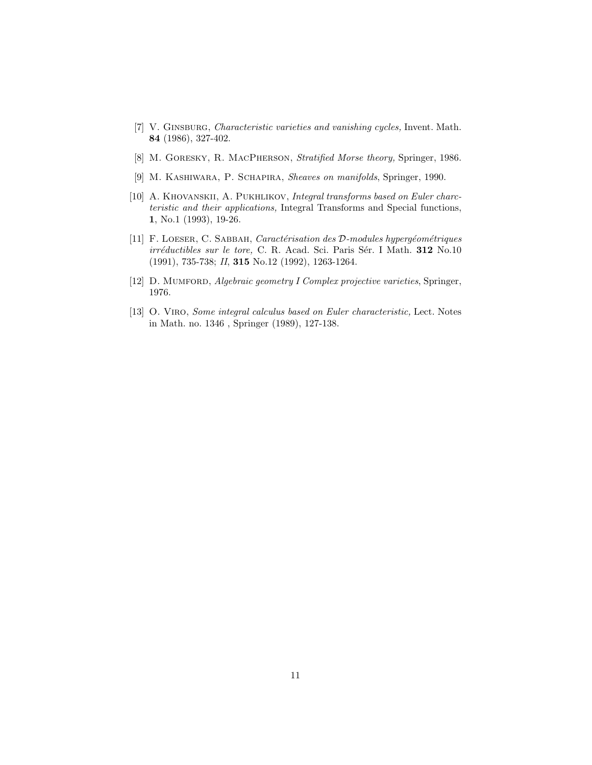[7] V. Ginsburg, *Characteristic varieties and vanishing cycles,* Invent. Math. **84** (1986), 327-402.

[8] M. Goresky, R. MacPherson, *Stratified Morse theory,* Springer, 1986.

[9] M. Kashiwara, P. Schapira, *Sheaves on manifolds*, Springer, 1990.

[10] A. Khovanskii, A. Pukhlikov, *Integral transforms based on Euler charcteristic and their applications,* Integral Transforms and Special functions, **1**, No.1 (1993), 19-26.

[11] F. Loeser, C. Sabbah, *Caractérisation des $\mathcal{D}$-modules hypergéométriques irréductibles sur le tore,* C. R. Acad. Sci. Paris Sér. I Math. **312** No.10 (1991), 735-738; *II*, **315** No.12 (1992), 1263-1264.

[12] D. Mumford, *Algebraic geometry I Complex projective varieties*, Springer, 1976.

[13] O. Viro, *Some integral calculus based on Euler characteristic,* Lect. Notes in Math. no. 1346 , Springer (1989), 127-138.